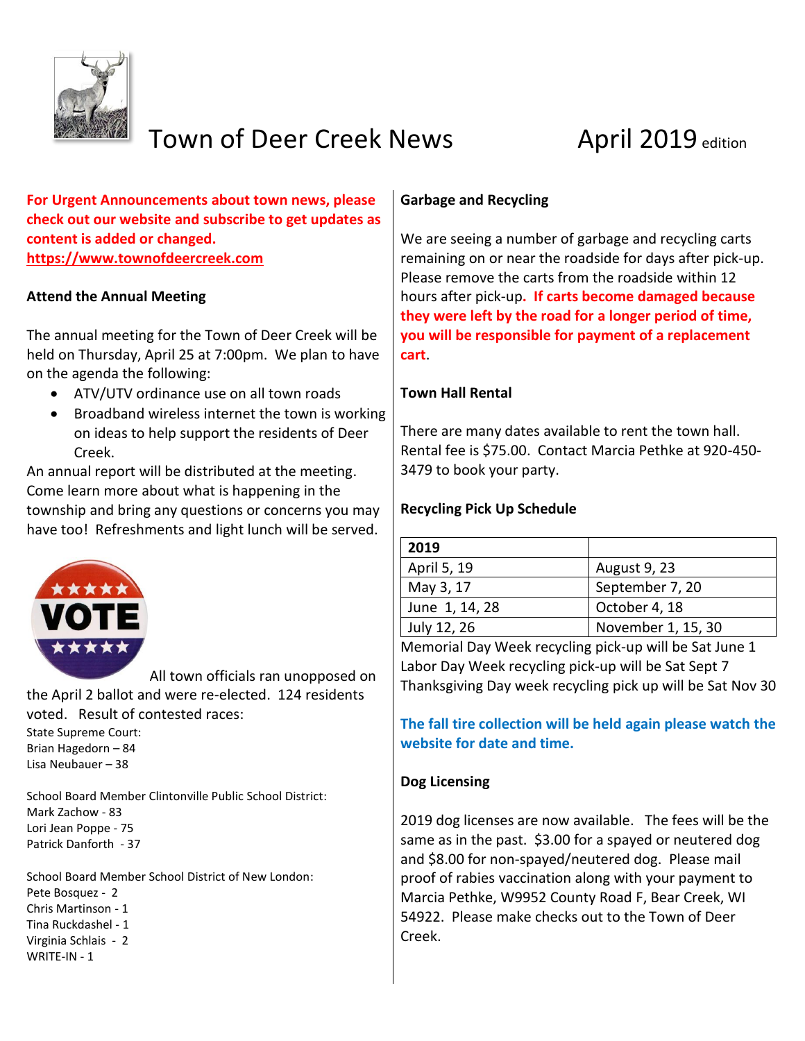# Town of Deer Creek News April 2019 edition

**For Urgent Announcements about town news, please check out our website and subscribe to get updates as content is added or changed. https://www.townofdeercreek.com**

### Attend the Annual Meeting

The annual meeting for the Town of Deer Creek will be held on Thursday, April 25 at 7:00pm. We plan to have on the agenda the following:

- ATV/UTV ordinance use on all town roads
- Broadband wireless internet the town is working on ideas to help support the residents of Deer Creek.

An annual report will be distributed at the meeting. Come learn more about what is happening in the township and bring any questions or concerns you may have too! Refreshments and light lunch will be served.

All town officials ran unopposed on the April 2 ballot and were re-elected. 124 residents voted. Result of contested races:

State Supreme Court:
Brian Hagedorn – 84
Lisa Neubauer – 38

School Board Member Clintonville Public School District:
Mark Zachow - 83
Lori Jean Poppe - 75
Patrick Danforth - 37

School Board Member School District of New London:
Pete Bosquez - 2
Chris Martinson - 1
Tina Ruckdashel - 1
Virginia Schlais - 2
WRITE-IN - 1

### Garbage and Recycling

We are seeing a number of garbage and recycling carts remaining on or near the roadside for days after pick-up. Please remove the carts from the roadside within 12 hours after pick-up. **If carts become damaged because they were left by the road for a longer period of time, you will be responsible for payment of a replacement cart**.

### Town Hall Rental

There are many dates available to rent the town hall. Rental fee is $75.00. Contact Marcia Pethke at 920-450-3479 to book your party.

### Recycling Pick Up Schedule

| 2019 | |
|---|---|
| April 5, 19 | August 9, 23 |
| May 3, 17 | September 7, 20 |
| June 1, 14, 28 | October 4, 18 |
| July 12, 26 | November 1, 15, 30 |

Memorial Day Week recycling pick-up will be Sat June 1
Labor Day Week recycling pick-up will be Sat Sept 7
Thanksgiving Day week recycling pick up will be Sat Nov 30

**The fall tire collection will be held again please watch the website for date and time.**

### Dog Licensing

2019 dog licenses are now available. The fees will be the same as in the past. $3.00 for a spayed or neutered dog and $8.00 for non-spayed/neutered dog. Please mail proof of rabies vaccination along with your payment to Marcia Pethke, W9952 County Road F, Bear Creek, WI 54922. Please make checks out to the Town of Deer Creek.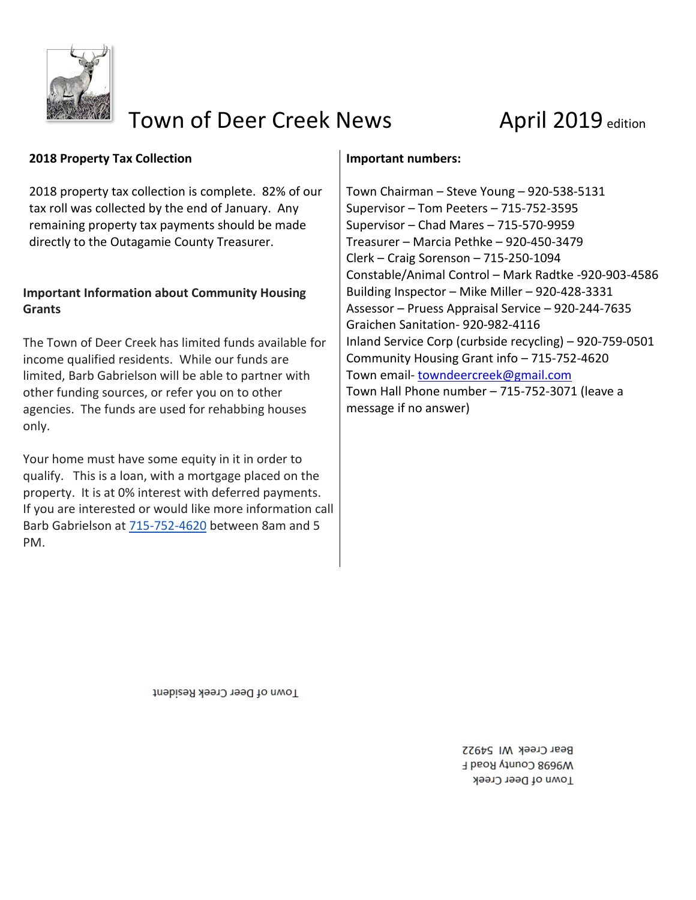# Town of Deer Creek News

April 2019 edition

## 2018 Property Tax Collection

2018 property tax collection is complete. 82% of our tax roll was collected by the end of January. Any remaining property tax payments should be made directly to the Outagamie County Treasurer.

## Important Information about Community Housing Grants

The Town of Deer Creek has limited funds available for income qualified residents. While our funds are limited, Barb Gabrielson will be able to partner with other funding sources, or refer you on to other agencies. The funds are used for rehabbing houses only.

Your home must have some equity in it in order to qualify. This is a loan, with a mortgage placed on the property. It is at 0% interest with deferred payments. If you are interested or would like more information call Barb Gabrielson at 715-752-4620 between 8am and 5 PM.

## Important numbers:

Town Chairman – Steve Young – 920-538-5131
Supervisor – Tom Peeters – 715-752-3595
Supervisor – Chad Mares – 715-570-9959
Treasurer – Marcia Pethke – 920-450-3479
Clerk – Craig Sorenson – 715-250-1094
Constable/Animal Control – Mark Radtke -920-903-4586
Building Inspector – Mike Miller – 920-428-3331
Assessor – Pruess Appraisal Service – 920-244-7635
Graichen Sanitation- 920-982-4116
Inland Service Corp (curbside recycling) – 920-759-0501
Community Housing Grant info – 715-752-4620
Town email- towndeercreek@gmail.com
Town Hall Phone number – 715-752-3071 (leave a message if no answer)

Town of Deer Creek Resident

Town of Deer Creek
W9698 County Road F
Bear Creek WI 54922